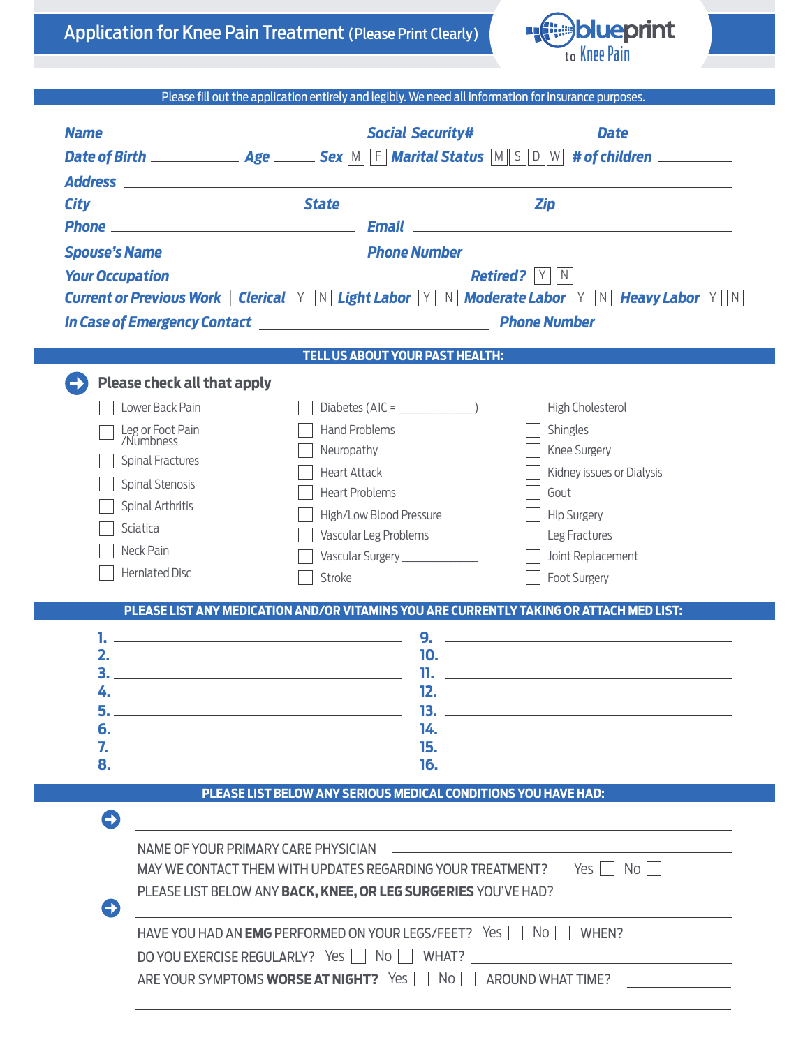# Application for Knee Pain Treatment (Please Print Clearly)

**blueprint** to Knee Pain

Please fill out the application entirely and legibly. We need all information for insurance purposes.

**Name** \_\_\_\_\_\_\_\_\_\_\_\_\_\_\_\_\_\_\_\_ **Social Security#** \_\_\_\_\_\_\_\_\_\_\_\_ **Date** \_\_\_\_\_\_\_\_\_\_

**Date of Birth** \_\_\_\_\_\_\_\_\_\_ **Age** \_\_\_\_ **Sex** [M] [F] **Marital Status** [M] [S] [D] [W] **# of children** \_\_\_\_\_\_\_\_

**Address** \_\_\_\_\_\_\_\_\_\_\_\_\_\_\_\_\_\_\_\_\_\_\_\_\_\_\_\_\_\_\_\_\_\_\_\_\_\_\_\_

**City** \_\_\_\_\_\_\_\_\_\_\_\_\_\_\_\_ **State** \_\_\_\_\_\_\_\_\_\_\_\_\_\_\_\_ **Zip** \_\_\_\_\_\_\_\_\_\_\_\_\_\_\_\_

**Phone** \_\_\_\_\_\_\_\_\_\_\_\_\_\_\_\_\_\_\_\_ **Email** \_\_\_\_\_\_\_\_\_\_\_\_\_\_\_\_\_\_\_\_

**Spouse's Name** \_\_\_\_\_\_\_\_\_\_\_\_\_\_\_\_ **Phone Number** \_\_\_\_\_\_\_\_\_\_\_\_\_\_\_\_

**Your Occupation** \_\_\_\_\_\_\_\_\_\_\_\_\_\_\_\_\_\_\_\_\_\_\_\_ **Retired?** [Y] [N]

**Current or Previous Work** | **Clerical** [Y] [N] **Light Labor** [Y] [N] **Moderate Labor** [Y] [N] **Heavy Labor** [Y] [N]

**In Case of Emergency Contact** \_\_\_\_\_\_\_\_\_\_\_\_\_\_\_\_\_\_\_\_ **Phone Number** \_\_\_\_\_\_\_\_\_\_\_\_

## TELL US ABOUT YOUR PAST HEALTH:

**Please check all that apply**

- [ ] Lower Back Pain
- [ ] Leg or Foot Pain /Numbness
- [ ] Spinal Fractures
- [ ] Spinal Stenosis
- [ ] Spinal Arthritis
- [ ] Sciatica
- [ ] Neck Pain
- [ ] Herniated Disc
- [ ] Diabetes (A1C = \_\_\_\_\_\_\_\_\_\_)
- [ ] Hand Problems
- [ ] Neuropathy
- [ ] Heart Attack
- [ ] Heart Problems
- [ ] High/Low Blood Pressure
- [ ] Vascular Leg Problems
- [ ] Vascular Surgery \_\_\_\_\_\_\_\_\_\_
- [ ] Stroke
- [ ] High Cholesterol
- [ ] Shingles
- [ ] Knee Surgery
- [ ] Kidney issues or Dialysis
- [ ] Gout
- [ ] Hip Surgery
- [ ] Leg Fractures
- [ ] Joint Replacement
- [ ] Foot Surgery

## PLEASE LIST ANY MEDICATION AND/OR VITAMINS YOU ARE CURRENTLY TAKING OR ATTACH MED LIST:

1. \_\_\_\_\_\_\_\_\_\_\_\_\_\_\_\_\_\_\_\_
2. \_\_\_\_\_\_\_\_\_\_\_\_\_\_\_\_\_\_\_\_
3. \_\_\_\_\_\_\_\_\_\_\_\_\_\_\_\_\_\_\_\_
4. \_\_\_\_\_\_\_\_\_\_\_\_\_\_\_\_\_\_\_\_
5. \_\_\_\_\_\_\_\_\_\_\_\_\_\_\_\_\_\_\_\_
6. \_\_\_\_\_\_\_\_\_\_\_\_\_\_\_\_\_\_\_\_
7. \_\_\_\_\_\_\_\_\_\_\_\_\_\_\_\_\_\_\_\_
8. \_\_\_\_\_\_\_\_\_\_\_\_\_\_\_\_\_\_\_\_
9. \_\_\_\_\_\_\_\_\_\_\_\_\_\_\_\_\_\_\_\_
10. \_\_\_\_\_\_\_\_\_\_\_\_\_\_\_\_\_\_\_\_
11. \_\_\_\_\_\_\_\_\_\_\_\_\_\_\_\_\_\_\_\_
12. \_\_\_\_\_\_\_\_\_\_\_\_\_\_\_\_\_\_\_\_
13. \_\_\_\_\_\_\_\_\_\_\_\_\_\_\_\_\_\_\_\_
14. \_\_\_\_\_\_\_\_\_\_\_\_\_\_\_\_\_\_\_\_
15. \_\_\_\_\_\_\_\_\_\_\_\_\_\_\_\_\_\_\_\_
16. \_\_\_\_\_\_\_\_\_\_\_\_\_\_\_\_\_\_\_\_

## PLEASE LIST BELOW ANY SERIOUS MEDICAL CONDITIONS YOU HAVE HAD:

\_\_\_\_\_\_\_\_\_\_\_\_\_\_\_\_\_\_\_\_\_\_\_\_\_\_\_\_\_\_\_\_\_\_\_\_\_\_\_\_

NAME OF YOUR PRIMARY CARE PHYSICIAN \_\_\_\_\_\_\_\_\_\_\_\_\_\_\_\_\_\_\_\_

MAY WE CONTACT THEM WITH UPDATES REGARDING YOUR TREATMENT? Yes [ ] No [ ]

PLEASE LIST BELOW ANY **BACK, KNEE, OR LEG SURGERIES** YOU'VE HAD?

\_\_\_\_\_\_\_\_\_\_\_\_\_\_\_\_\_\_\_\_\_\_\_\_\_\_\_\_\_\_\_\_\_\_\_\_\_\_\_\_

HAVE YOU HAD AN **EMG** PERFORMED ON YOUR LEGS/FEET? Yes [ ] No [ ] WHEN? \_\_\_\_\_\_\_\_\_\_

DO YOU EXERCISE REGULARLY? Yes [ ] No [ ] WHAT? \_\_\_\_\_\_\_\_\_\_\_\_\_\_\_\_\_\_\_\_

ARE YOUR SYMPTOMS **WORSE AT NIGHT?** Yes [ ] No [ ] AROUND WHAT TIME? \_\_\_\_\_\_\_\_\_\_

\_\_\_\_\_\_\_\_\_\_\_\_\_\_\_\_\_\_\_\_\_\_\_\_\_\_\_\_\_\_\_\_\_\_\_\_\_\_\_\_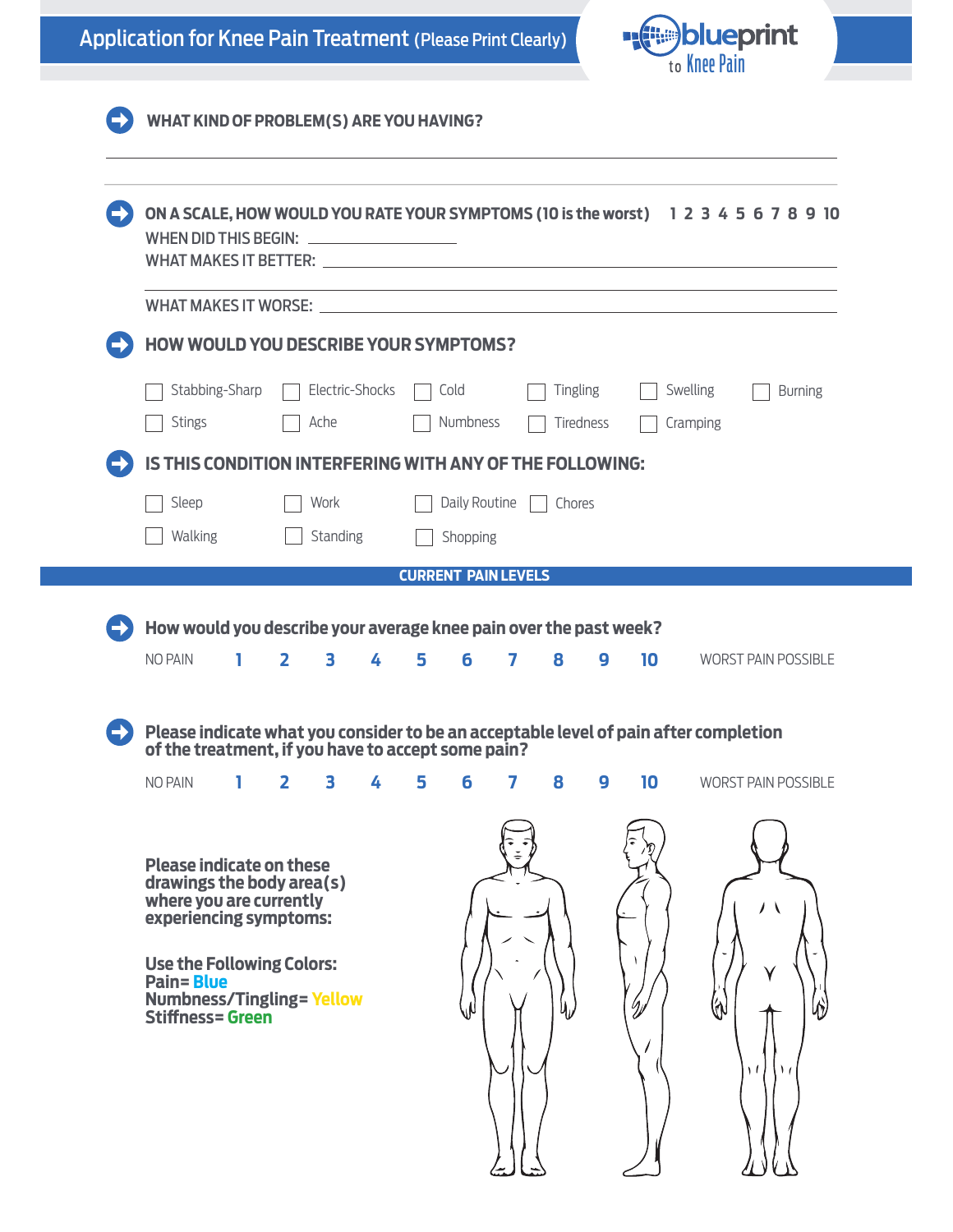# Application for Knee Pain Treatment (Please Print Clearly)

blueprint to Knee Pain

**WHAT KIND OF PROBLEM(S) ARE YOU HAVING?**

______________________________________________

______________________________________________

**ON A SCALE, HOW WOULD YOU RATE YOUR SYMPTOMS (10 is the worst)** 1 2 3 4 5 6 7 8 9 10

WHEN DID THIS BEGIN: ____________________

WHAT MAKES IT BETTER: ____________________________________________

______________________________________________

WHAT MAKES IT WORSE: ____________________________________________

**HOW WOULD YOU DESCRIBE YOUR SYMPTOMS?**

- [ ] Stabbing-Sharp
- [ ] Electric-Shocks
- [ ] Cold
- [ ] Tingling
- [ ] Swelling
- [ ] Burning
- [ ] Stings
- [ ] Ache
- [ ] Numbness
- [ ] Tiredness
- [ ] Cramping

**IS THIS CONDITION INTERFERING WITH ANY OF THE FOLLOWING:**

- [ ] Sleep
- [ ] Work
- [ ] Daily Routine
- [ ] Chores
- [ ] Walking
- [ ] Standing
- [ ] Shopping

## CURRENT PAIN LEVELS

**How would you describe your average knee pain over the past week?**

NO PAIN 1 2 3 4 5 6 7 8 9 10 WORST PAIN POSSIBLE

**Please indicate what you consider to be an acceptable level of pain after completion of the treatment, if you have to accept some pain?**

NO PAIN 1 2 3 4 5 6 7 8 9 10 WORST PAIN POSSIBLE

**Please indicate on these drawings the body area(s) where you are currently experiencing symptoms:**

**Use the Following Colors:**
**Pain= Blue**
**Numbness/Tingling= Yellow**
**Stiffness= Green**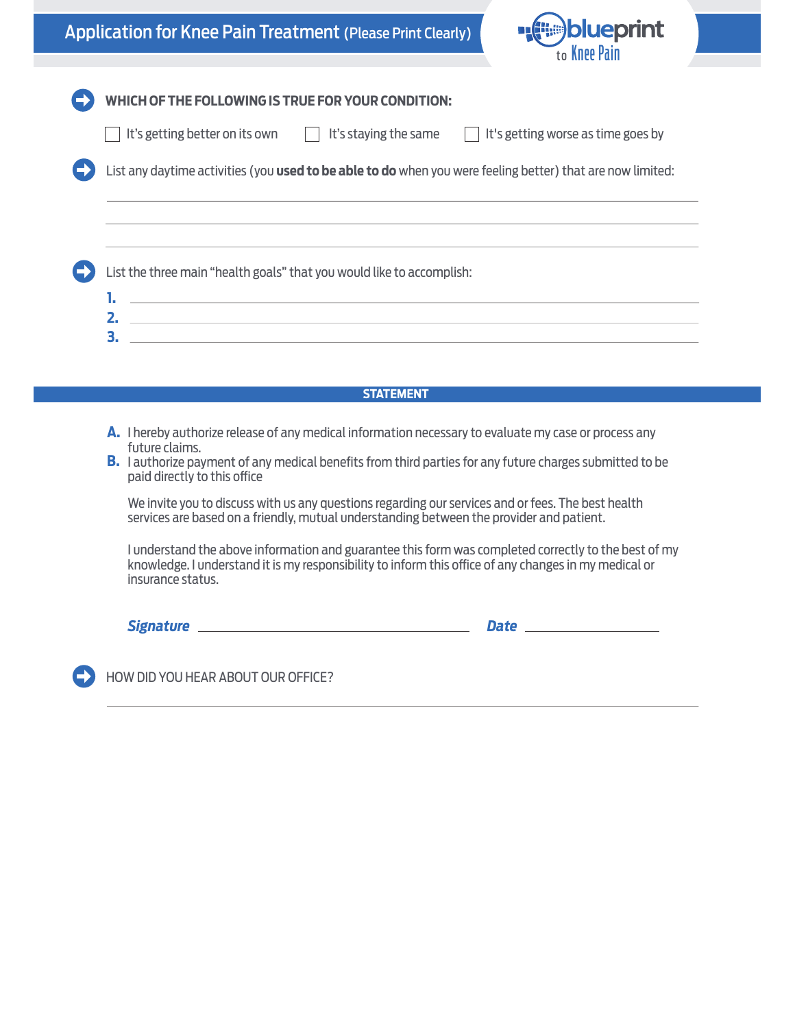# Application for Knee Pain Treatment (Please Print Clearly)

blueprint to Knee Pain

**WHICH OF THE FOLLOWING IS TRUE FOR YOUR CONDITION:**

☐ It's getting better on its own ☐ It's staying the same ☐ It's getting worse as time goes by

List any daytime activities (you **used to be able to do** when you were feeling better) that are now limited:

\_\_\_\_\_\_\_\_\_\_\_\_\_\_\_\_\_\_\_\_\_\_\_\_\_\_\_\_\_\_\_\_\_\_\_\_\_\_\_\_\_\_\_\_\_\_\_\_

\_\_\_\_\_\_\_\_\_\_\_\_\_\_\_\_\_\_\_\_\_\_\_\_\_\_\_\_\_\_\_\_\_\_\_\_\_\_\_\_\_\_\_\_\_\_\_\_

\_\_\_\_\_\_\_\_\_\_\_\_\_\_\_\_\_\_\_\_\_\_\_\_\_\_\_\_\_\_\_\_\_\_\_\_\_\_\_\_\_\_\_\_\_\_\_\_

List the three main "health goals" that you would like to accomplish:

1. \_\_\_\_\_\_\_\_\_\_\_\_\_\_\_\_\_\_\_\_\_\_\_\_\_\_\_\_\_\_\_\_\_\_\_\_\_\_\_\_\_\_\_\_
2. \_\_\_\_\_\_\_\_\_\_\_\_\_\_\_\_\_\_\_\_\_\_\_\_\_\_\_\_\_\_\_\_\_\_\_\_\_\_\_\_\_\_\_\_
3. \_\_\_\_\_\_\_\_\_\_\_\_\_\_\_\_\_\_\_\_\_\_\_\_\_\_\_\_\_\_\_\_\_\_\_\_\_\_\_\_\_\_\_\_

## STATEMENT

**A.** I hereby authorize release of any medical information necessary to evaluate my case or process any future claims.

**B.** I authorize payment of any medical benefits from third parties for any future charges submitted to be paid directly to this office

We invite you to discuss with us any questions regarding our services and or fees. The best health services are based on a friendly, mutual understanding between the provider and patient.

I understand the above information and guarantee this form was completed correctly to the best of my knowledge. I understand it is my responsibility to inform this office of any changes in my medical or insurance status.

***Signature*** \_\_\_\_\_\_\_\_\_\_\_\_\_\_\_\_\_\_\_\_\_\_\_\_\_\_\_\_\_\_ ***Date*** \_\_\_\_\_\_\_\_\_\_\_\_\_\_\_

HOW DID YOU HEAR ABOUT OUR OFFICE?

\_\_\_\_\_\_\_\_\_\_\_\_\_\_\_\_\_\_\_\_\_\_\_\_\_\_\_\_\_\_\_\_\_\_\_\_\_\_\_\_\_\_\_\_\_\_\_\_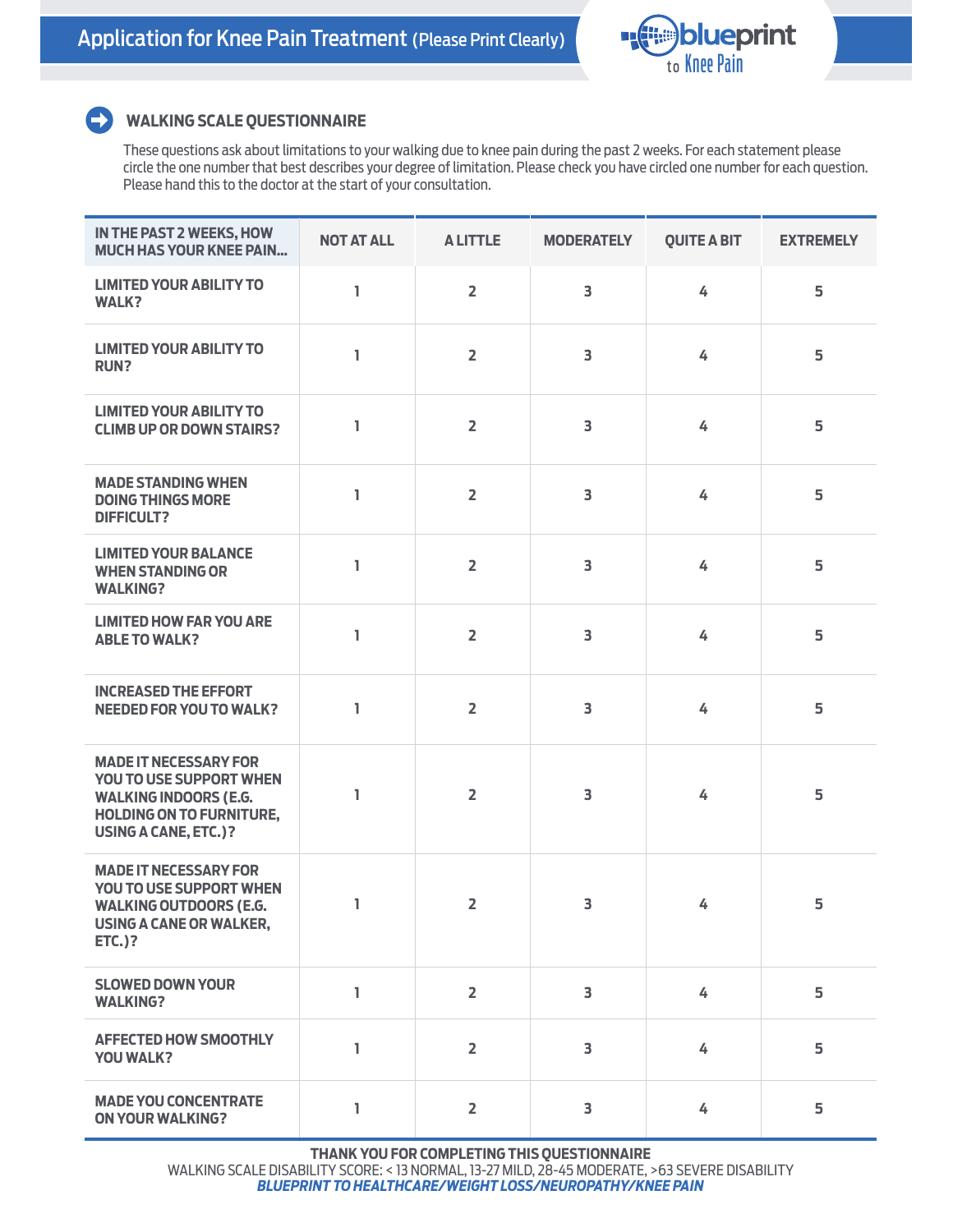# Application for Knee Pain Treatment (Please Print Clearly)

blueprint to Knee Pain

## WALKING SCALE QUESTIONNAIRE

These questions ask about limitations to your walking due to knee pain during the past 2 weeks. For each statement please circle the one number that best describes your degree of limitation. Please check you have circled one number for each question. Please hand this to the doctor at the start of your consultation.

| IN THE PAST 2 WEEKS, HOW MUCH HAS YOUR KNEE PAIN... | NOT AT ALL | A LITTLE | MODERATELY | QUITE A BIT | EXTREMELY |
|---|---|---|---|---|---|
| LIMITED YOUR ABILITY TO WALK? | 1 | 2 | 3 | 4 | 5 |
| LIMITED YOUR ABILITY TO RUN? | 1 | 2 | 3 | 4 | 5 |
| LIMITED YOUR ABILITY TO CLIMB UP OR DOWN STAIRS? | 1 | 2 | 3 | 4 | 5 |
| MADE STANDING WHEN DOING THINGS MORE DIFFICULT? | 1 | 2 | 3 | 4 | 5 |
| LIMITED YOUR BALANCE WHEN STANDING OR WALKING? | 1 | 2 | 3 | 4 | 5 |
| LIMITED HOW FAR YOU ARE ABLE TO WALK? | 1 | 2 | 3 | 4 | 5 |
| INCREASED THE EFFORT NEEDED FOR YOU TO WALK? | 1 | 2 | 3 | 4 | 5 |
| MADE IT NECESSARY FOR YOU TO USE SUPPORT WHEN WALKING INDOORS (E.G. HOLDING ON TO FURNITURE, USING A CANE, ETC.)? | 1 | 2 | 3 | 4 | 5 |
| MADE IT NECESSARY FOR YOU TO USE SUPPORT WHEN WALKING OUTDOORS (E.G. USING A CANE OR WALKER, ETC.)? | 1 | 2 | 3 | 4 | 5 |
| SLOWED DOWN YOUR WALKING? | 1 | 2 | 3 | 4 | 5 |
| AFFECTED HOW SMOOTHLY YOU WALK? | 1 | 2 | 3 | 4 | 5 |
| MADE YOU CONCENTRATE ON YOUR WALKING? | 1 | 2 | 3 | 4 | 5 |

**THANK YOU FOR COMPLETING THIS QUESTIONNAIRE**

WALKING SCALE DISABILITY SCORE: < 13 NORMAL, 13-27 MILD, 28-45 MODERATE, >63 SEVERE DISABILITY

***BLUEPRINT TO HEALTHCARE/WEIGHT LOSS/NEUROPATHY/KNEE PAIN***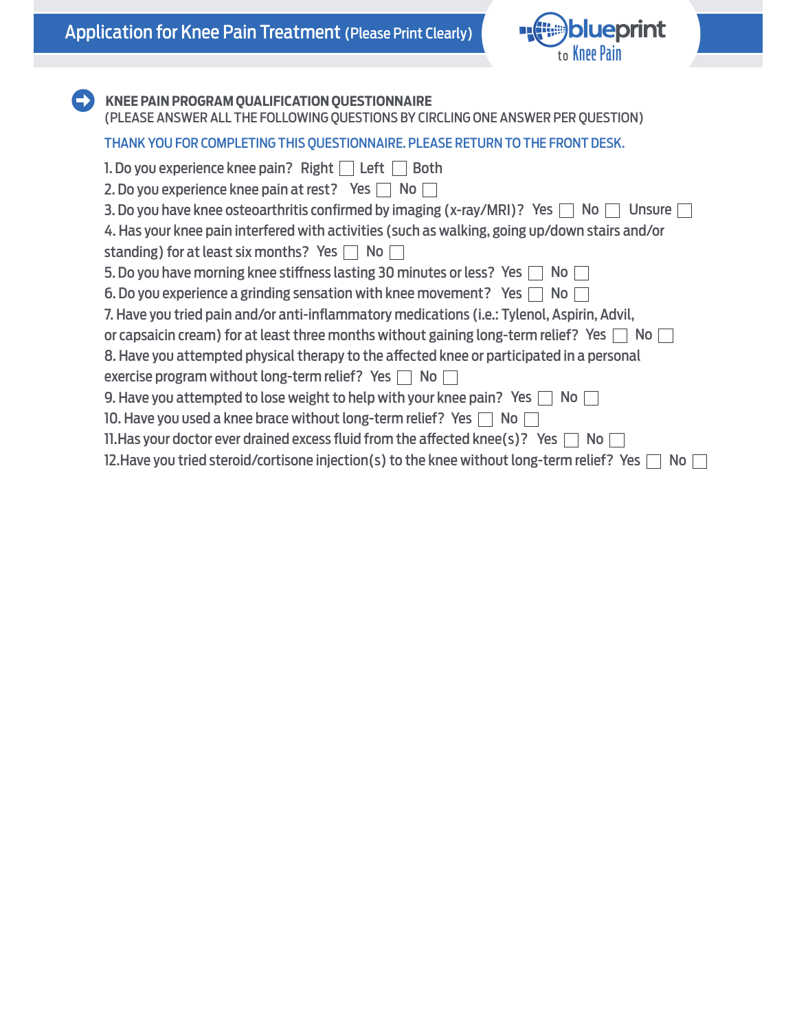## Application for Knee Pain Treatment (Please Print Clearly)

blueprint to Knee Pain

**KNEE PAIN PROGRAM QUALIFICATION QUESTIONNAIRE**
(PLEASE ANSWER ALL THE FOLLOWING QUESTIONS BY CIRCLING ONE ANSWER PER QUESTION)

THANK YOU FOR COMPLETING THIS QUESTIONNAIRE. PLEASE RETURN TO THE FRONT DESK.

1. Do you experience knee pain? Right ☐ Left ☐ Both
2. Do you experience knee pain at rest? Yes ☐ No ☐
3. Do you have knee osteoarthritis confirmed by imaging (x-ray/MRI)? Yes ☐ No ☐ Unsure ☐
4. Has your knee pain interfered with activities (such as walking, going up/down stairs and/or standing) for at least six months? Yes ☐ No ☐
5. Do you have morning knee stiffness lasting 30 minutes or less? Yes ☐ No ☐
6. Do you experience a grinding sensation with knee movement? Yes ☐ No ☐
7. Have you tried pain and/or anti-inflammatory medications (i.e.: Tylenol, Aspirin, Advil, or capsaicin cream) for at least three months without gaining long-term relief? Yes ☐ No ☐
8. Have you attempted physical therapy to the affected knee or participated in a personal exercise program without long-term relief? Yes ☐ No ☐
9. Have you attempted to lose weight to help with your knee pain? Yes ☐ No ☐
10. Have you used a knee brace without long-term relief? Yes ☐ No ☐
11. Has your doctor ever drained excess fluid from the affected knee(s)? Yes ☐ No ☐
12. Have you tried steroid/cortisone injection(s) to the knee without long-term relief? Yes ☐ No ☐